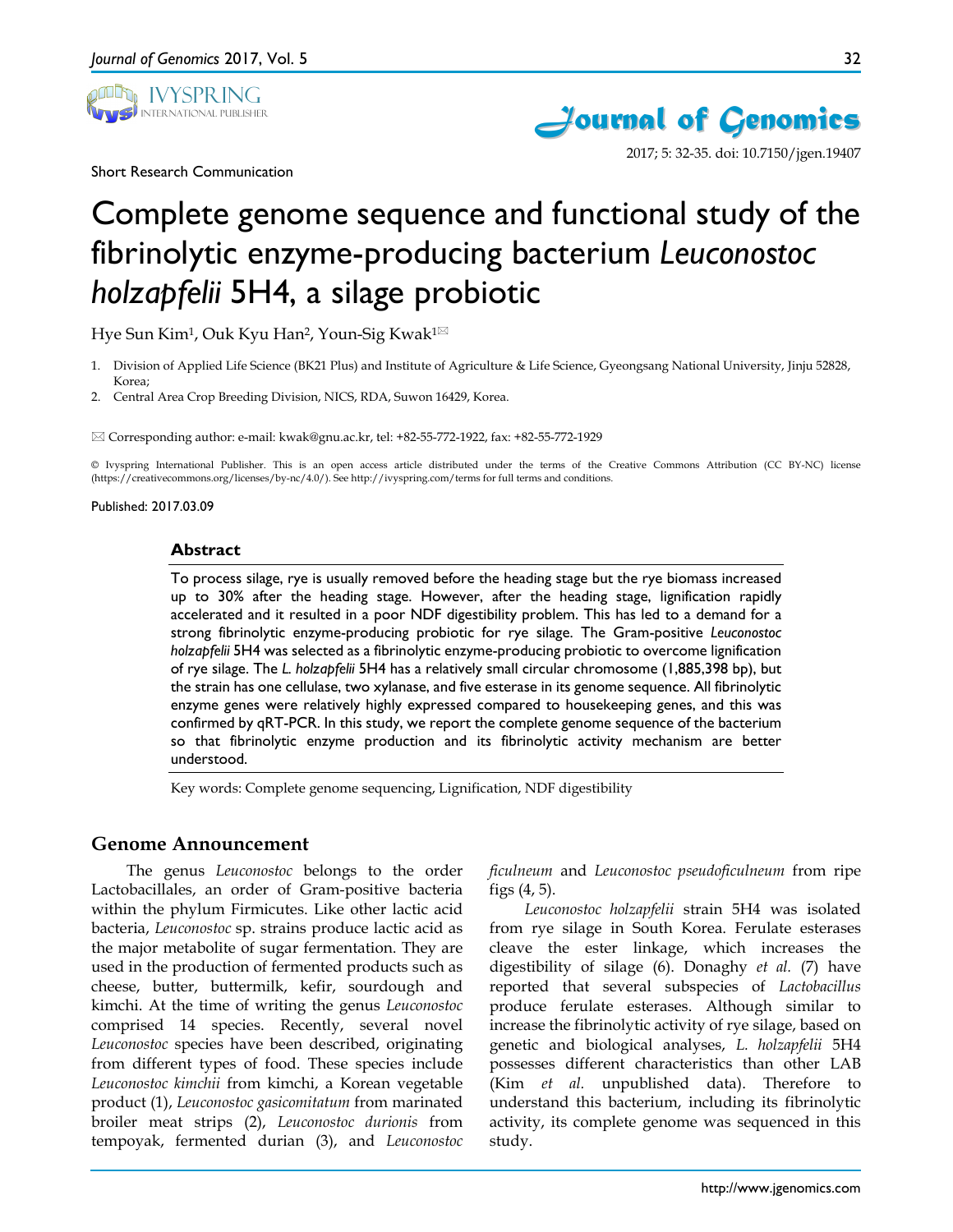Short Research Communication

# Complete genome sequence and functional study of the fibrinolytic enzyme-producing bacterium *Leuconostoc holzapfelii* 5H4, a silage probiotic

Hye Sun Kim[1], Ouk Kyu Han[2], Youn-Sig Kwak[1]✉

1. Division of Applied Life Science (BK21 Plus) and Institute of Agriculture & Life Science, Gyeongsang National University, Jinju 52828, Korea;
2. Central Area Crop Breeding Division, NICS, RDA, Suwon 16429, Korea.

✉ Corresponding author: e-mail: kwak@gnu.ac.kr, tel: +82-55-772-1922, fax: +82-55-772-1929

© Ivyspring International Publisher. This is an open access article distributed under the terms of the Creative Commons Attribution (CC BY-NC) license (https://creativecommons.org/licenses/by-nc/4.0/). See http://ivyspring.com/terms for full terms and conditions.

Published: 2017.03.09

## Abstract

To process silage, rye is usually removed before the heading stage but the rye biomass increased up to 30% after the heading stage. However, after the heading stage, lignification rapidly accelerated and it resulted in a poor NDF digestibility problem. This has led to a demand for a strong fibrinolytic enzyme-producing probiotic for rye silage. The Gram-positive *Leuconostoc holzapfelii* 5H4 was selected as a fibrinolytic enzyme-producing probiotic to overcome lignification of rye silage. The *L. holzapfelii* 5H4 has a relatively small circular chromosome (1,885,398 bp), but the strain has one cellulase, two xylanase, and five esterase in its genome sequence. All fibrinolytic enzyme genes were relatively highly expressed compared to housekeeping genes, and this was confirmed by qRT-PCR. In this study, we report the complete genome sequence of the bacterium so that fibrinolytic enzyme production and its fibrinolytic activity mechanism are better understood.

Key words: Complete genome sequencing, Lignification, NDF digestibility

## Genome Announcement

The genus *Leuconostoc* belongs to the order Lactobacillales, an order of Gram-positive bacteria within the phylum Firmicutes. Like other lactic acid bacteria, *Leuconostoc* sp. strains produce lactic acid as the major metabolite of sugar fermentation. They are used in the production of fermented products such as cheese, butter, buttermilk, kefir, sourdough and kimchi. At the time of writing the genus *Leuconostoc* comprised 14 species. Recently, several novel *Leuconostoc* species have been described, originating from different types of food. These species include *Leuconostoc kimchii* from kimchi, a Korean vegetable product (1), *Leuconostoc gasicomitatum* from marinated broiler meat strips (2), *Leuconostoc durionis* from tempoyak, fermented durian (3), and *Leuconostoc ficulneum* and *Leuconostoc pseudoficulneum* from ripe figs (4, 5).

*Leuconostoc holzapfelii* strain 5H4 was isolated from rye silage in South Korea. Ferulate esterases cleave the ester linkage, which increases the digestibility of silage (6). Donaghy *et al.* (7) have reported that several subspecies of *Lactobacillus* produce ferulate esterases. Although similar to increase the fibrinolytic activity of rye silage, based on genetic and biological analyses, *L. holzapfelii* 5H4 possesses different characteristics than other LAB (Kim *et al.* unpublished data). Therefore to understand this bacterium, including its fibrinolytic activity, its complete genome was sequenced in this study.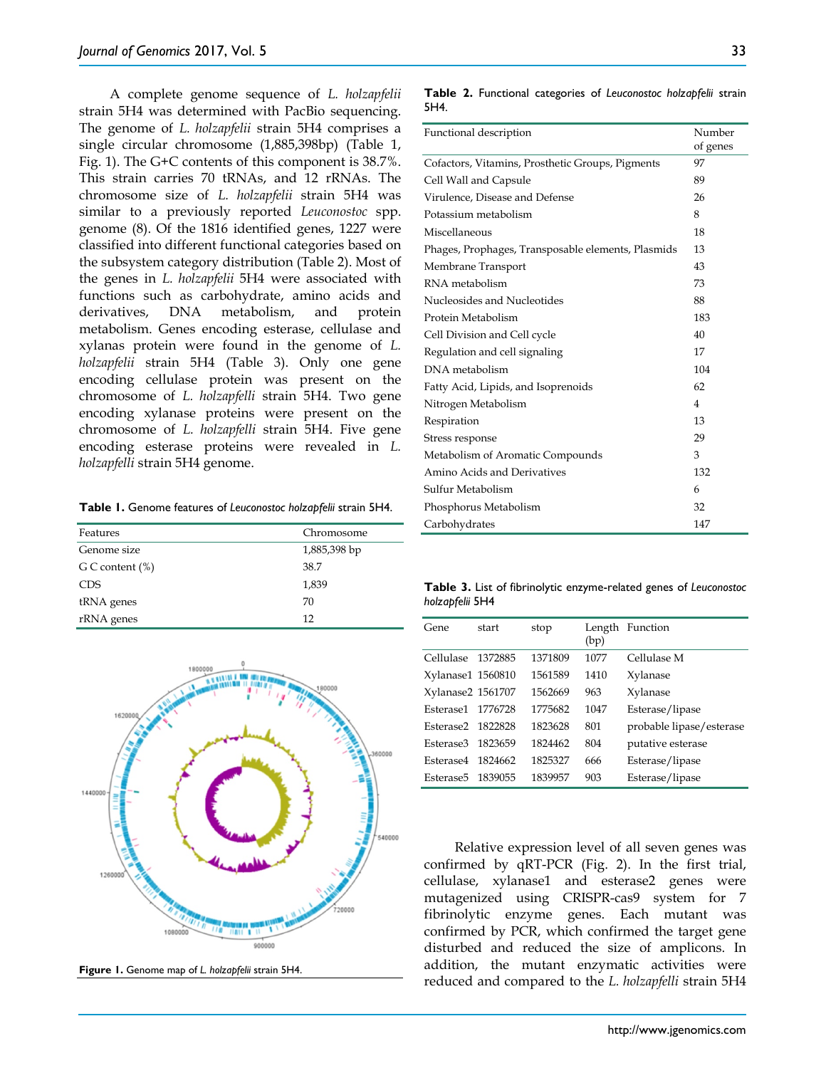A complete genome sequence of *L. holzapfelii* strain 5H4 was determined with PacBio sequencing. The genome of *L. holzapfelii* strain 5H4 comprises a single circular chromosome (1,885,398bp) (Table 1, Fig. 1). The G+C contents of this component is 38.7%. This strain carries 70 tRNAs, and 12 rRNAs. The chromosome size of *L. holzapfelii* strain 5H4 was similar to a previously reported *Leuconostoc* spp. genome (8). Of the 1816 identified genes, 1227 were classified into different functional categories based on the subsystem category distribution (Table 2). Most of the genes in *L. holzapfelii* 5H4 were associated with functions such as carbohydrate, amino acids and derivatives, DNA metabolism, and protein metabolism. Genes encoding esterase, cellulase and xylanas protein were found in the genome of *L. holzapfelii* strain 5H4 (Table 3). Only one gene encoding cellulase protein was present on the chromosome of *L. holzapfelli* strain 5H4. Two gene encoding xylanase proteins were present on the chromosome of *L. holzapfelli* strain 5H4. Five gene encoding esterase proteins were revealed in *L. holzapfelli* strain 5H4 genome.

**Table 1.** Genome features of *Leuconostoc holzapfelii* strain 5H4.

| Features | Chromosome |
|---|---|
| Genome size | 1,885,398 bp |
| G C content (%) | 38.7 |
| CDS | 1,839 |
| tRNA genes | 70 |
| rRNA genes | 12 |

**Figure 1.** Genome map of *L. holzapfelii* strain 5H4.

**Table 2.** Functional categories of *Leuconostoc holzapfelii* strain 5H4.

| Functional description | Number of genes |
|---|---|
| Cofactors, Vitamins, Prosthetic Groups, Pigments | 97 |
| Cell Wall and Capsule | 89 |
| Virulence, Disease and Defense | 26 |
| Potassium metabolism | 8 |
| Miscellaneous | 18 |
| Phages, Prophages, Transposable elements, Plasmids | 13 |
| Membrane Transport | 43 |
| RNA metabolism | 73 |
| Nucleosides and Nucleotides | 88 |
| Protein Metabolism | 183 |
| Cell Division and Cell cycle | 40 |
| Regulation and cell signaling | 17 |
| DNA metabolism | 104 |
| Fatty Acid, Lipids, and Isoprenoids | 62 |
| Nitrogen Metabolism | 4 |
| Respiration | 13 |
| Stress response | 29 |
| Metabolism of Aromatic Compounds | 3 |
| Amino Acids and Derivatives | 132 |
| Sulfur Metabolism | 6 |
| Phosphorus Metabolism | 32 |
| Carbohydrates | 147 |

**Table 3.** List of fibrinolytic enzyme-related genes of *Leuconostoc holzapfelii* 5H4

| Gene | start | stop | Length (bp) | Function |
|---|---|---|---|---|
| Cellulase | 1372885 | 1371809 | 1077 | Cellulase M |
| Xylanase1 | 1560810 | 1561589 | 1410 | Xylanase |
| Xylanase2 | 1561707 | 1562669 | 963 | Xylanase |
| Esterase1 | 1776728 | 1775682 | 1047 | Esterase/lipase |
| Esterase2 | 1822828 | 1823628 | 801 | probable lipase/esterase |
| Esterase3 | 1823659 | 1824462 | 804 | putative esterase |
| Esterase4 | 1824662 | 1825327 | 666 | Esterase/lipase |
| Esterase5 | 1839055 | 1839957 | 903 | Esterase/lipase |

Relative expression level of all seven genes was confirmed by qRT-PCR (Fig. 2). In the first trial, cellulase, xylanase1 and esterase2 genes were mutagenized using CRISPR-cas9 system for 7 fibrinolytic enzyme genes. Each mutant was confirmed by PCR, which confirmed the target gene disturbed and reduced the size of amplicons. In addition, the mutant enzymatic activities were reduced and compared to the *L. holzapfelli* strain 5H4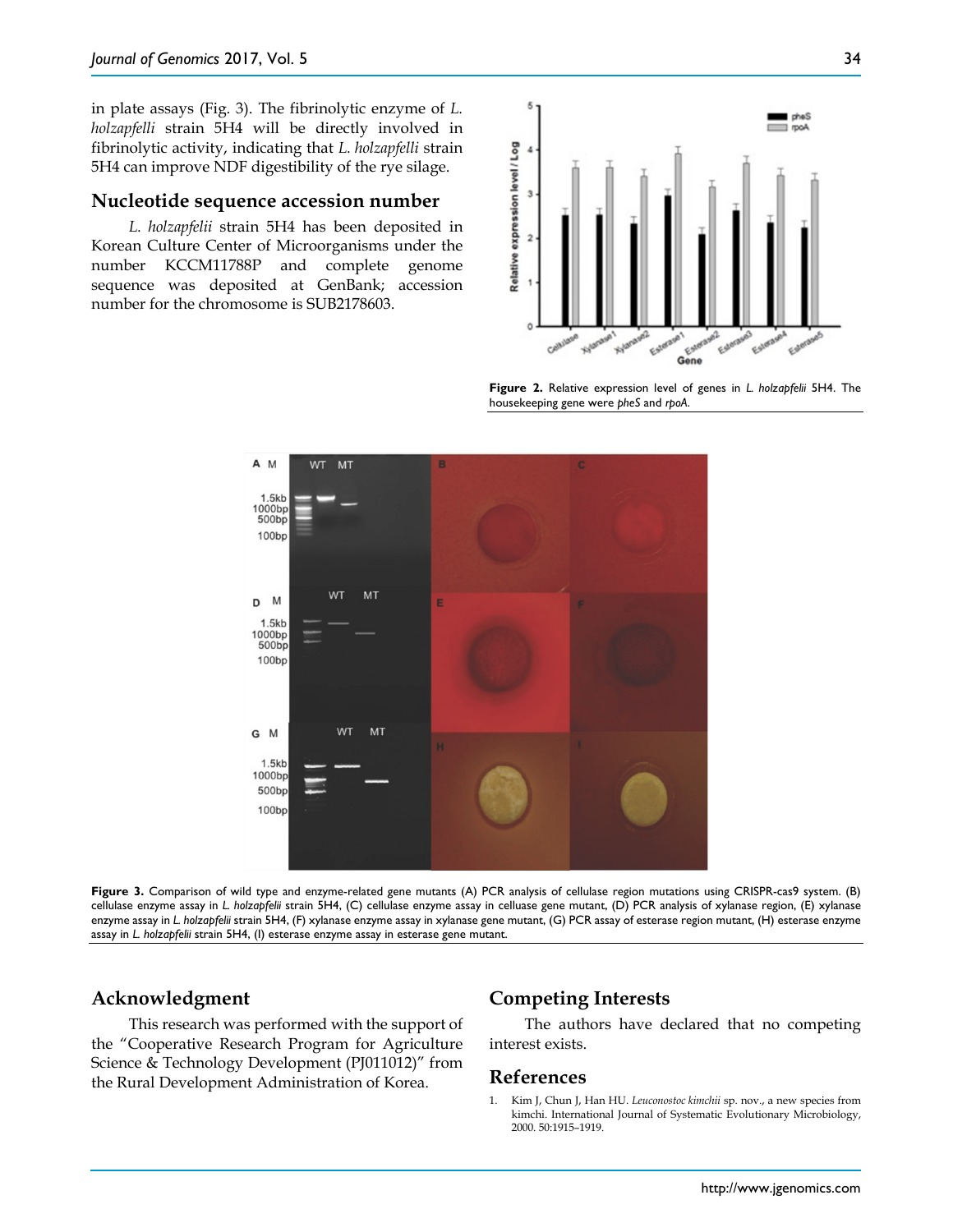in plate assays (Fig. 3). The fibrinolytic enzyme of *L. holzapfelli* strain 5H4 will be directly involved in fibrinolytic activity, indicating that *L. holzapfelli* strain 5H4 can improve NDF digestibility of the rye silage.

## Nucleotide sequence accession number

*L. holzapfelii* strain 5H4 has been deposited in Korean Culture Center of Microorganisms under the number KCCM11788P and complete genome sequence was deposited at GenBank; accession number for the chromosome is SUB2178603.

**Figure 2.** Relative expression level of genes in *L. holzapfelii* 5H4. The housekeeping gene were *pheS* and *rpoA*.

**Figure 3.** Comparison of wild type and enzyme-related gene mutants (A) PCR analysis of cellulase region mutations using CRISPR-cas9 system. (B) cellulase enzyme assay in *L. holzapfelii* strain 5H4, (C) cellulase enzyme assay in celluase gene mutant, (D) PCR analysis of xylanase region, (E) xylanase enzyme assay in *L. holzapfelii* strain 5H4, (F) xylanase enzyme assay in xylanase gene mutant, (G) PCR assay of esterase region mutant, (H) esterase enzyme assay in *L. holzapfelii* strain 5H4, (I) esterase enzyme assay in esterase gene mutant.

## Acknowledgment

This research was performed with the support of the "Cooperative Research Program for Agriculture Science & Technology Development (PJ011012)" from the Rural Development Administration of Korea.

## Competing Interests

The authors have declared that no competing interest exists.

## References

1. Kim J, Chun J, Han HU. *Leuconostoc kimchii* sp. nov., a new species from kimchi. International Journal of Systematic Evolutionary Microbiology, 2000. 50:1915–1919.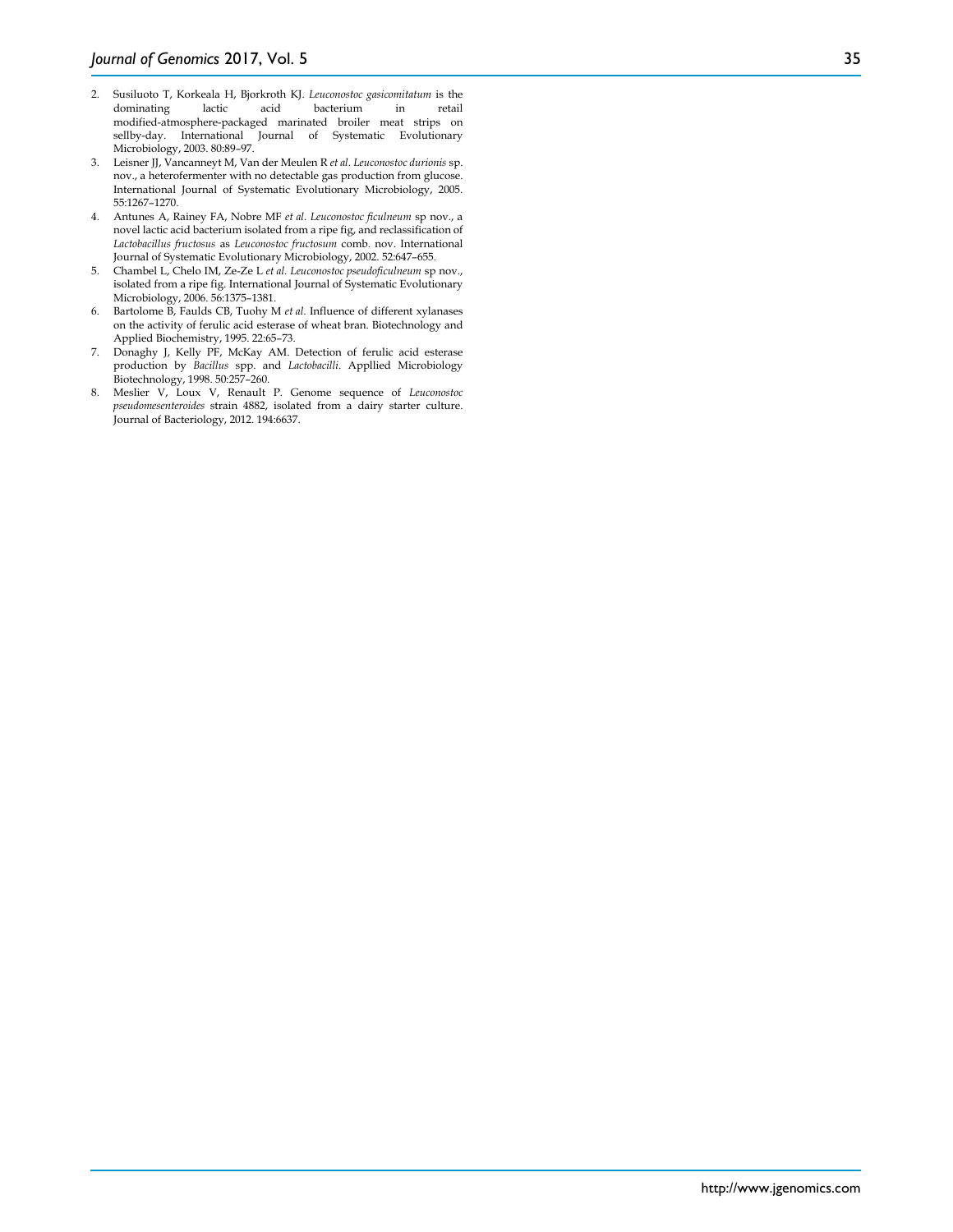2. Susiluoto T, Korkeala H, Bjorkroth KJ. *Leuconostoc gasicomitatum* is the dominating lactic acid bacterium in retail modified-atmosphere-packaged marinated broiler meat strips on sellby-day. International Journal of Systematic Evolutionary Microbiology, 2003. 80:89–97.
3. Leisner JJ, Vancanneyt M, Van der Meulen R *et al*. *Leuconostoc durionis* sp. nov., a heterofermenter with no detectable gas production from glucose. International Journal of Systematic Evolutionary Microbiology, 2005. 55:1267–1270.
4. Antunes A, Rainey FA, Nobre MF *et al*. *Leuconostoc ficulneum* sp nov., a novel lactic acid bacterium isolated from a ripe fig, and reclassification of *Lactobacillus fructosus* as *Leuconostoc fructosum* comb. nov. International Journal of Systematic Evolutionary Microbiology, 2002. 52:647–655.
5. Chambel L, Chelo IM, Ze-Ze L *et al*. *Leuconostoc pseudoficulneum* sp nov., isolated from a ripe fig. International Journal of Systematic Evolutionary Microbiology, 2006. 56:1375–1381.
6. Bartolome B, Faulds CB, Tuohy M *et al.* Influence of different xylanases on the activity of ferulic acid esterase of wheat bran. Biotechnology and Applied Biochemistry, 1995. 22:65–73.
7. Donaghy J, Kelly PF, McKay AM. Detection of ferulic acid esterase production by *Bacillus* spp. and *Lactobacilli*. Appllied Microbiology Biotechnology, 1998. 50:257–260.
8. Meslier V, Loux V, Renault P. Genome sequence of *Leuconostoc pseudomesenteroides* strain 4882, isolated from a dairy starter culture. Journal of Bacteriology, 2012. 194:6637.